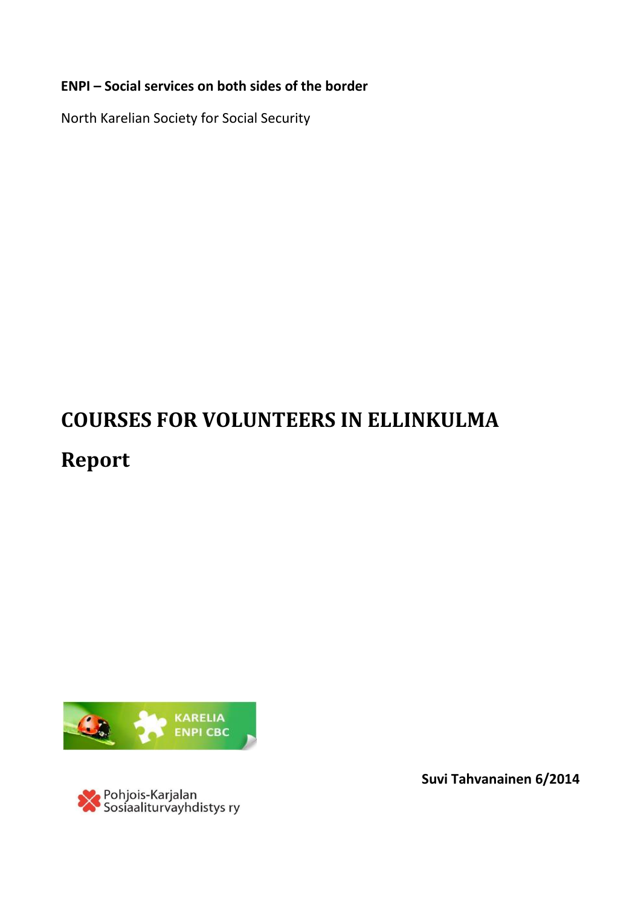**ENPI – Social services on both sides of the border**

North Karelian Society for Social Security

# COURSES FOR VOLUNTEERS IN ELLINKULMA

# Report

**Suvi Tahvanainen 6/2014**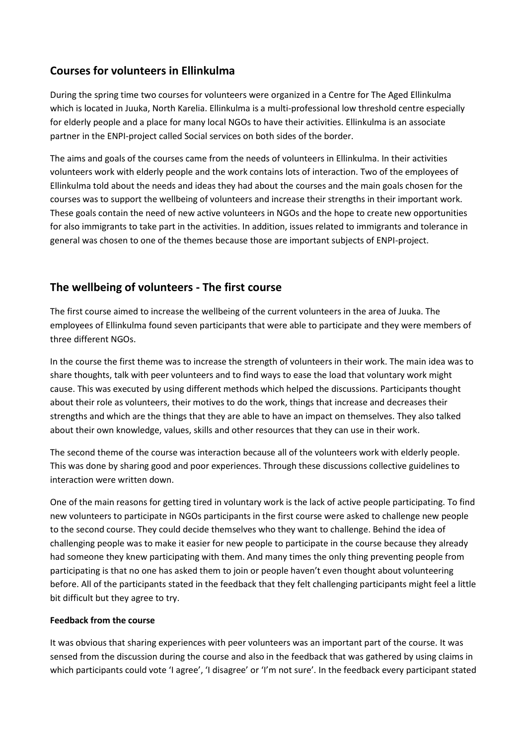## Courses for volunteers in Ellinkulma

During the spring time two courses for volunteers were organized in a Centre for The Aged Ellinkulma which is located in Juuka, North Karelia. Ellinkulma is a multi-professional low threshold centre especially for elderly people and a place for many local NGOs to have their activities. Ellinkulma is an associate partner in the ENPI-project called Social services on both sides of the border.

The aims and goals of the courses came from the needs of volunteers in Ellinkulma. In their activities volunteers work with elderly people and the work contains lots of interaction. Two of the employees of Ellinkulma told about the needs and ideas they had about the courses and the main goals chosen for the courses was to support the wellbeing of volunteers and increase their strengths in their important work. These goals contain the need of new active volunteers in NGOs and the hope to create new opportunities for also immigrants to take part in the activities. In addition, issues related to immigrants and tolerance in general was chosen to one of the themes because those are important subjects of ENPI-project.

## The wellbeing of volunteers - The first course

The first course aimed to increase the wellbeing of the current volunteers in the area of Juuka. The employees of Ellinkulma found seven participants that were able to participate and they were members of three different NGOs.

In the course the first theme was to increase the strength of volunteers in their work. The main idea was to share thoughts, talk with peer volunteers and to find ways to ease the load that voluntary work might cause. This was executed by using different methods which helped the discussions. Participants thought about their role as volunteers, their motives to do the work, things that increase and decreases their strengths and which are the things that they are able to have an impact on themselves. They also talked about their own knowledge, values, skills and other resources that they can use in their work.

The second theme of the course was interaction because all of the volunteers work with elderly people. This was done by sharing good and poor experiences. Through these discussions collective guidelines to interaction were written down.

One of the main reasons for getting tired in voluntary work is the lack of active people participating. To find new volunteers to participate in NGOs participants in the first course were asked to challenge new people to the second course. They could decide themselves who they want to challenge. Behind the idea of challenging people was to make it easier for new people to participate in the course because they already had someone they knew participating with them. And many times the only thing preventing people from participating is that no one has asked them to join or people haven't even thought about volunteering before. All of the participants stated in the feedback that they felt challenging participants might feel a little bit difficult but they agree to try.

**Feedback from the course**

It was obvious that sharing experiences with peer volunteers was an important part of the course. It was sensed from the discussion during the course and also in the feedback that was gathered by using claims in which participants could vote 'I agree', 'I disagree' or 'I'm not sure'. In the feedback every participant stated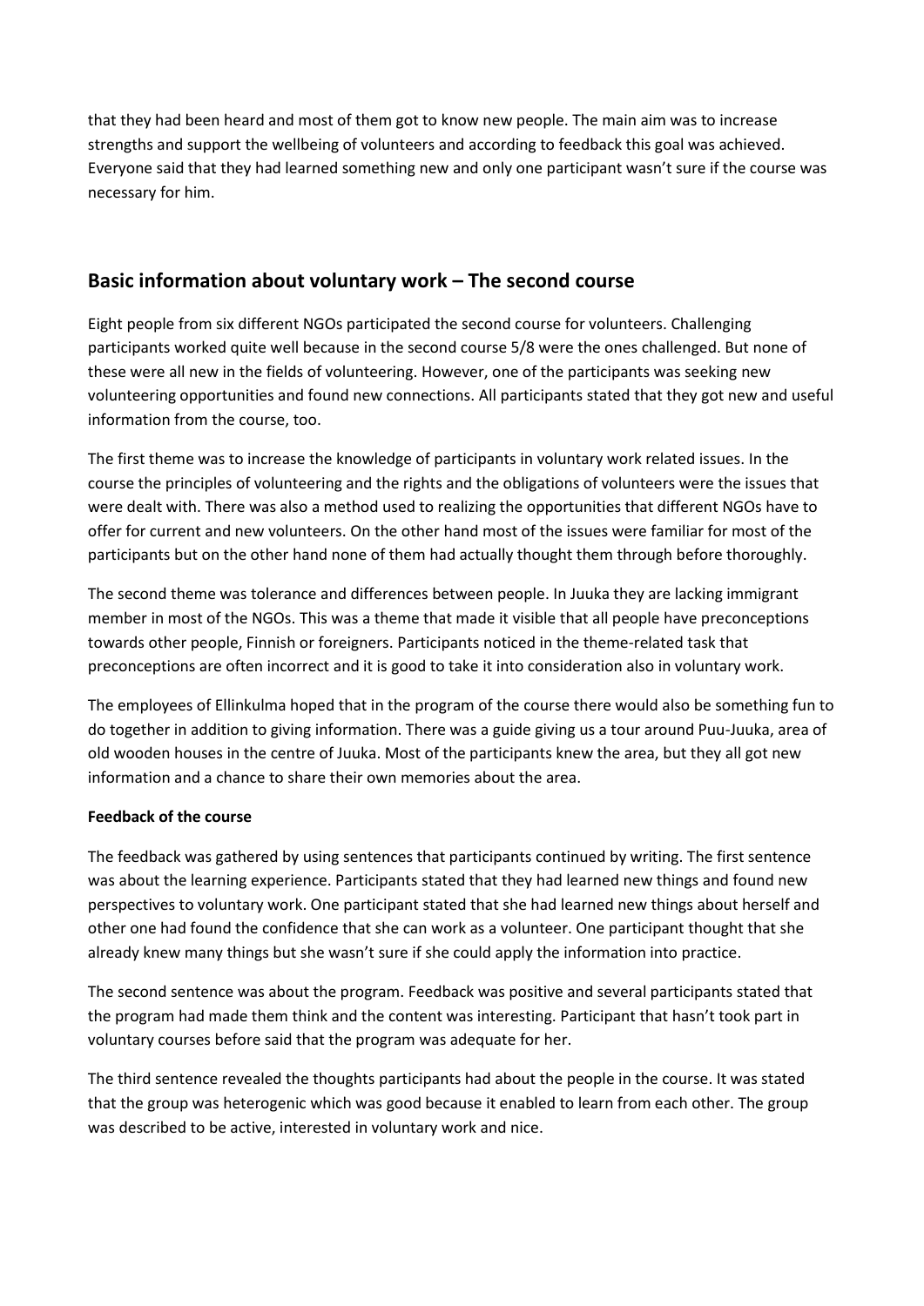that they had been heard and most of them got to know new people. The main aim was to increase strengths and support the wellbeing of volunteers and according to feedback this goal was achieved. Everyone said that they had learned something new and only one participant wasn't sure if the course was necessary for him.

## Basic information about voluntary work – The second course

Eight people from six different NGOs participated the second course for volunteers. Challenging participants worked quite well because in the second course 5/8 were the ones challenged. But none of these were all new in the fields of volunteering. However, one of the participants was seeking new volunteering opportunities and found new connections. All participants stated that they got new and useful information from the course, too.

The first theme was to increase the knowledge of participants in voluntary work related issues. In the course the principles of volunteering and the rights and the obligations of volunteers were the issues that were dealt with. There was also a method used to realizing the opportunities that different NGOs have to offer for current and new volunteers. On the other hand most of the issues were familiar for most of the participants but on the other hand none of them had actually thought them through before thoroughly.

The second theme was tolerance and differences between people. In Juuka they are lacking immigrant member in most of the NGOs. This was a theme that made it visible that all people have preconceptions towards other people, Finnish or foreigners. Participants noticed in the theme-related task that preconceptions are often incorrect and it is good to take it into consideration also in voluntary work.

The employees of Ellinkulma hoped that in the program of the course there would also be something fun to do together in addition to giving information. There was a guide giving us a tour around Puu-Juuka, area of old wooden houses in the centre of Juuka. Most of the participants knew the area, but they all got new information and a chance to share their own memories about the area.

**Feedback of the course**

The feedback was gathered by using sentences that participants continued by writing. The first sentence was about the learning experience. Participants stated that they had learned new things and found new perspectives to voluntary work. One participant stated that she had learned new things about herself and other one had found the confidence that she can work as a volunteer. One participant thought that she already knew many things but she wasn't sure if she could apply the information into practice.

The second sentence was about the program. Feedback was positive and several participants stated that the program had made them think and the content was interesting. Participant that hasn't took part in voluntary courses before said that the program was adequate for her.

The third sentence revealed the thoughts participants had about the people in the course. It was stated that the group was heterogenic which was good because it enabled to learn from each other. The group was described to be active, interested in voluntary work and nice.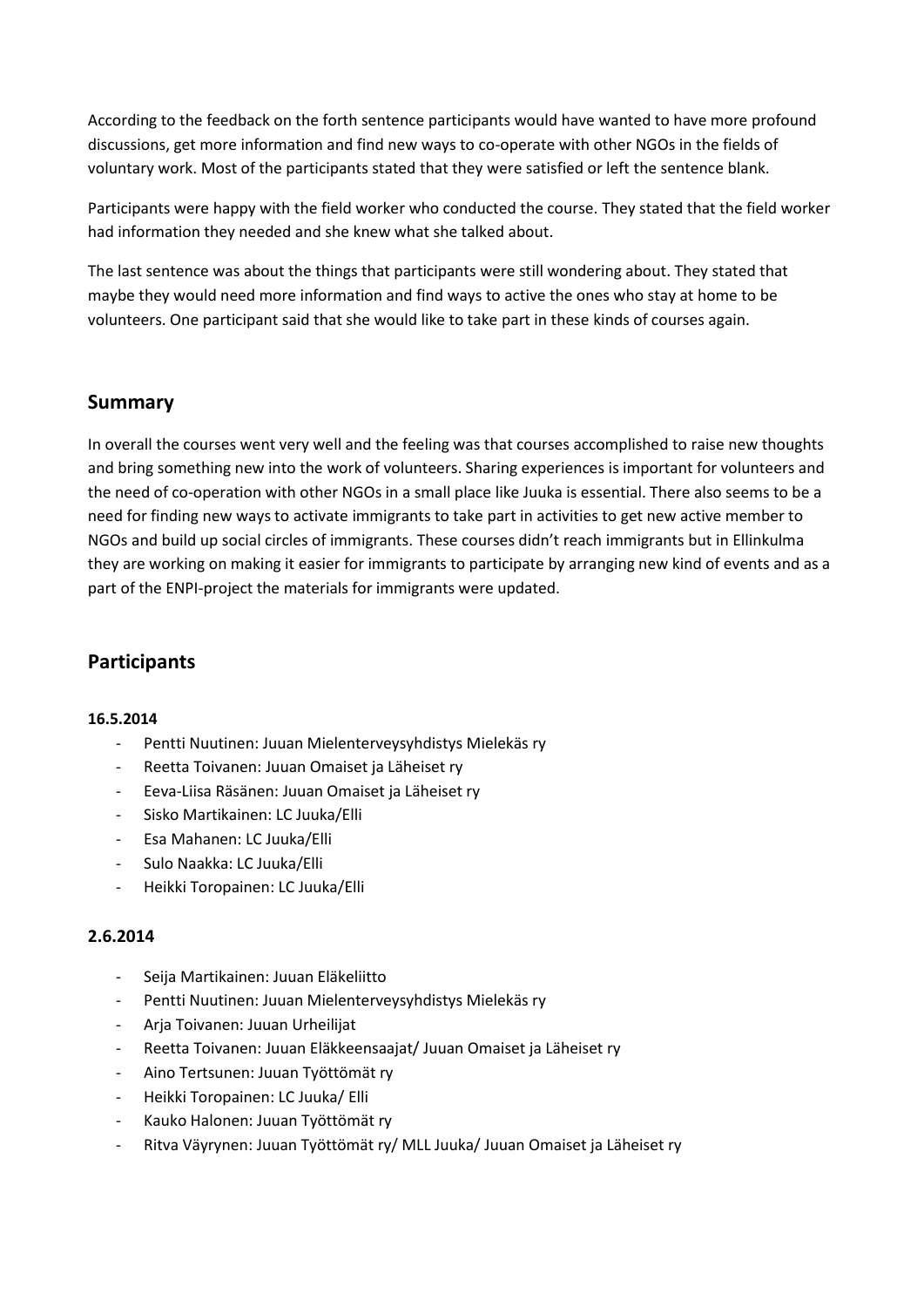According to the feedback on the forth sentence participants would have wanted to have more profound discussions, get more information and find new ways to co-operate with other NGOs in the fields of voluntary work. Most of the participants stated that they were satisfied or left the sentence blank.

Participants were happy with the field worker who conducted the course. They stated that the field worker had information they needed and she knew what she talked about.

The last sentence was about the things that participants were still wondering about. They stated that maybe they would need more information and find ways to active the ones who stay at home to be volunteers. One participant said that she would like to take part in these kinds of courses again.

## Summary

In overall the courses went very well and the feeling was that courses accomplished to raise new thoughts and bring something new into the work of volunteers. Sharing experiences is important for volunteers and the need of co-operation with other NGOs in a small place like Juuka is essential. There also seems to be a need for finding new ways to activate immigrants to take part in activities to get new active member to NGOs and build up social circles of immigrants. These courses didn't reach immigrants but in Ellinkulma they are working on making it easier for immigrants to participate by arranging new kind of events and as a part of the ENPI-project the materials for immigrants were updated.

## Participants

**16.5.2014**

- Pentti Nuutinen: Juuan Mielenterveysyhdistys Mielekäs ry
- Reetta Toivanen: Juuan Omaiset ja Läheiset ry
- Eeva-Liisa Räsänen: Juuan Omaiset ja Läheiset ry
- Sisko Martikainen: LC Juuka/Elli
- Esa Mahanen: LC Juuka/Elli
- Sulo Naakka: LC Juuka/Elli
- Heikki Toropainen: LC Juuka/Elli

**2.6.2014**

- Seija Martikainen: Juuan Eläkeliitto
- Pentti Nuutinen: Juuan Mielenterveysyhdistys Mielekäs ry
- Arja Toivanen: Juuan Urheilijat
- Reetta Toivanen: Juuan Eläkkeensaajat/ Juuan Omaiset ja Läheiset ry
- Aino Tertsunen: Juuan Työttömät ry
- Heikki Toropainen: LC Juuka/ Elli
- Kauko Halonen: Juuan Työttömät ry
- Ritva Väyrynen: Juuan Työttömät ry/ MLL Juuka/ Juuan Omaiset ja Läheiset ry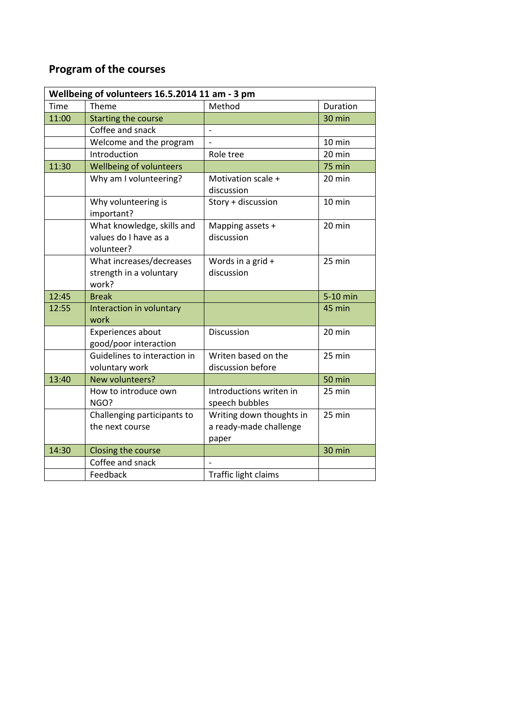## Program of the courses

| Wellbeing of volunteers 16.5.2014 11 am - 3 pm | | | |
|---|---|---|---|
| Time | Theme | Method | Duration |
| 11:00 | Starting the course | | 30 min |
| | Coffee and snack | - | |
| | Welcome and the program | - | 10 min |
| | Introduction | Role tree | 20 min |
| 11:30 | Wellbeing of volunteers | | 75 min |
| | Why am I volunteering? | Motivation scale + discussion | 20 min |
| | Why volunteering is important? | Story + discussion | 10 min |
| | What knowledge, skills and values do I have as a volunteer? | Mapping assets + discussion | 20 min |
| | What increases/decreases strength in a voluntary work? | Words in a grid + discussion | 25 min |
| 12:45 | Break | | 5-10 min |
| 12:55 | Interaction in voluntary work | | 45 min |
| | Experiences about good/poor interaction | Discussion | 20 min |
| | Guidelines to interaction in voluntary work | Writen based on the discussion before | 25 min |
| 13:40 | New volunteers? | | 50 min |
| | How to introduce own NGO? | Introductions writen in speech bubbles | 25 min |
| | Challenging participants to the next course | Writing down thoughts in a ready-made challenge paper | 25 min |
| 14:30 | Closing the course | | 30 min |
| | Coffee and snack | - | |
| | Feedback | Traffic light claims | |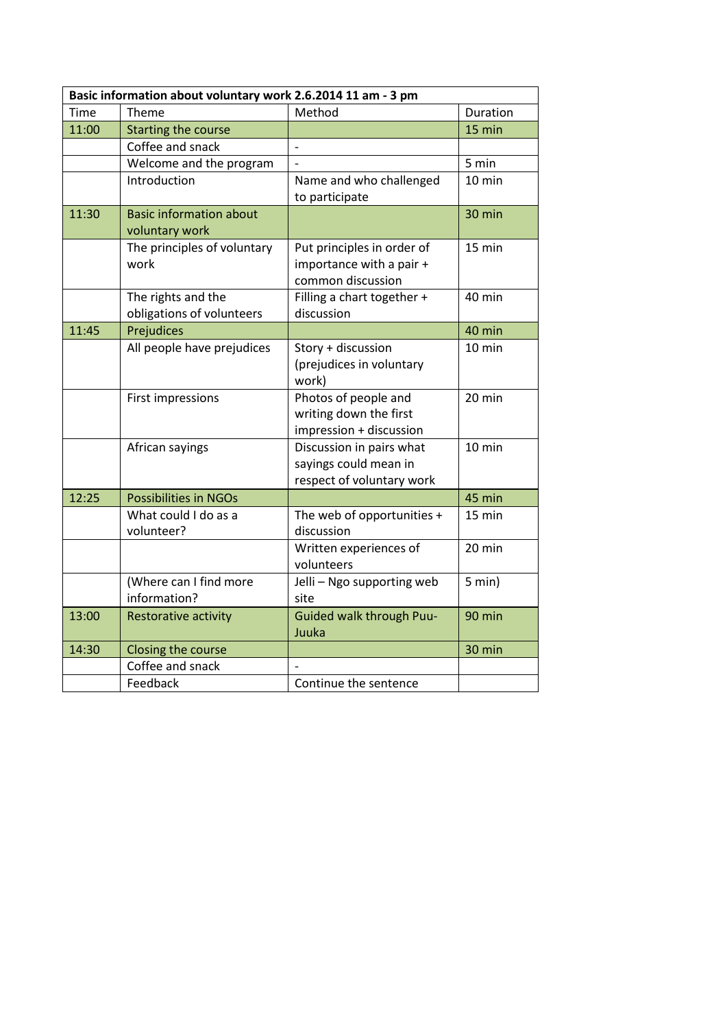| Basic information about voluntary work 2.6.2014 11 am - 3 pm | | | |
|---|---|---|---|
| Time | Theme | Method | Duration |
| 11:00 | Starting the course | | 15 min |
| | Coffee and snack | - | |
| | Welcome and the program | - | 5 min |
| | Introduction | Name and who challenged to participate | 10 min |
| 11:30 | Basic information about voluntary work | | 30 min |
| | The principles of voluntary work | Put principles in order of importance with a pair + common discussion | 15 min |
| | The rights and the obligations of volunteers | Filling a chart together + discussion | 40 min |
| 11:45 | Prejudices | | 40 min |
| | All people have prejudices | Story + discussion (prejudices in voluntary work) | 10 min |
| | First impressions | Photos of people and writing down the first impression + discussion | 20 min |
| | African sayings | Discussion in pairs what sayings could mean in respect of voluntary work | 10 min |
| 12:25 | Possibilities in NGOs | | 45 min |
| | What could I do as a volunteer? | The web of opportunities + discussion | 15 min |
| | | Written experiences of volunteers | 20 min |
| | (Where can I find more information? | Jelli – Ngo supporting web site | 5 min) |
| 13:00 | Restorative activity | Guided walk through Puu-Juuka | 90 min |
| 14:30 | Closing the course | | 30 min |
| | Coffee and snack | - | |
| | Feedback | Continue the sentence | |